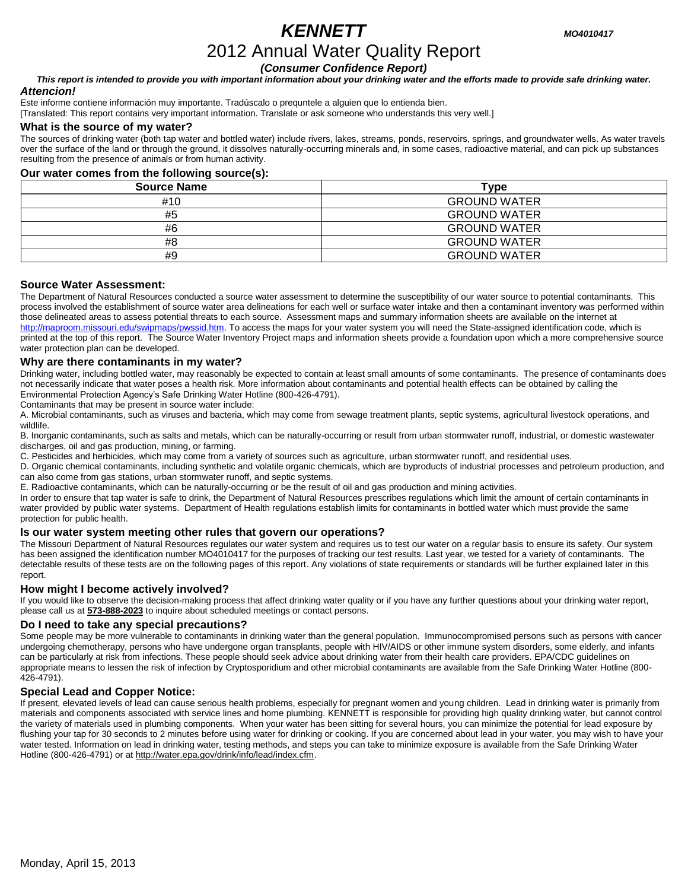# *KENNETT*

*MO4010417*

## 2012 Annual Water Quality Report

***(Consumer Confidence Report)***

***This report is intended to provide you with important information about your drinking water and the efforts made to provide safe drinking water.***

***Attencion!***

Este informe contiene información muy importante. Tradúscalo o prequntele a alguien que lo entienda bien.
[Translated: This report contains very important information. Translate or ask someone who understands this very well.]

### What is the source of my water?

The sources of drinking water (both tap water and bottled water) include rivers, lakes, streams, ponds, reservoirs, springs, and groundwater wells. As water travels over the surface of the land or through the ground, it dissolves naturally-occurring minerals and, in some cases, radioactive material, and can pick up substances resulting from the presence of animals or from human activity.

### Our water comes from the following source(s):

| Source Name | Type |
|---|---|
| #10 | GROUND WATER |
| #5 | GROUND WATER |
| #6 | GROUND WATER |
| #8 | GROUND WATER |
| #9 | GROUND WATER |

### Source Water Assessment:

The Department of Natural Resources conducted a source water assessment to determine the susceptibility of our water source to potential contaminants. This process involved the establishment of source water area delineations for each well or surface water intake and then a contaminant inventory was performed within those delineated areas to assess potential threats to each source. Assessment maps and summary information sheets are available on the internet at http://maproom.missouri.edu/swipmaps/pwssid.htm. To access the maps for your water system you will need the State-assigned identification code, which is printed at the top of this report. The Source Water Inventory Project maps and information sheets provide a foundation upon which a more comprehensive source water protection plan can be developed.

### Why are there contaminants in my water?

Drinking water, including bottled water, may reasonably be expected to contain at least small amounts of some contaminants. The presence of contaminants does not necessarily indicate that water poses a health risk. More information about contaminants and potential health effects can be obtained by calling the Environmental Protection Agency's Safe Drinking Water Hotline (800-426-4791).

Contaminants that may be present in source water include:

A. Microbial contaminants, such as viruses and bacteria, which may come from sewage treatment plants, septic systems, agricultural livestock operations, and wildlife.

B. Inorganic contaminants, such as salts and metals, which can be naturally-occurring or result from urban stormwater runoff, industrial, or domestic wastewater discharges, oil and gas production, mining, or farming.

C. Pesticides and herbicides, which may come from a variety of sources such as agriculture, urban stormwater runoff, and residential uses.

D. Organic chemical contaminants, including synthetic and volatile organic chemicals, which are byproducts of industrial processes and petroleum production, and can also come from gas stations, urban stormwater runoff, and septic systems.

E. Radioactive contaminants, which can be naturally-occurring or be the result of oil and gas production and mining activities.

In order to ensure that tap water is safe to drink, the Department of Natural Resources prescribes regulations which limit the amount of certain contaminants in water provided by public water systems. Department of Health regulations establish limits for contaminants in bottled water which must provide the same protection for public health.

### Is our water system meeting other rules that govern our operations?

The Missouri Department of Natural Resources regulates our water system and requires us to test our water on a regular basis to ensure its safety. Our system has been assigned the identification number MO4010417 for the purposes of tracking our test results. Last year, we tested for a variety of contaminants. The detectable results of these tests are on the following pages of this report. Any violations of state requirements or standards will be further explained later in this report.

### How might I become actively involved?

If you would like to observe the decision-making process that affect drinking water quality or if you have any further questions about your drinking water report, please call us at **573-888-2023** to inquire about scheduled meetings or contact persons.

### Do I need to take any special precautions?

Some people may be more vulnerable to contaminants in drinking water than the general population. Immunocompromised persons such as persons with cancer undergoing chemotherapy, persons who have undergone organ transplants, people with HIV/AIDS or other immune system disorders, some elderly, and infants can be particularly at risk from infections. These people should seek advice about drinking water from their health care providers. EPA/CDC guidelines on appropriate means to lessen the risk of infection by Cryptosporidium and other microbial contaminants are available from the Safe Drinking Water Hotline (800-426-4791).

### Special Lead and Copper Notice:

If present, elevated levels of lead can cause serious health problems, especially for pregnant women and young children. Lead in drinking water is primarily from materials and components associated with service lines and home plumbing. KENNETT is responsible for providing high quality drinking water, but cannot control the variety of materials used in plumbing components. When your water has been sitting for several hours, you can minimize the potential for lead exposure by flushing your tap for 30 seconds to 2 minutes before using water for drinking or cooking. If you are concerned about lead in your water, you may wish to have your water tested. Information on lead in drinking water, testing methods, and steps you can take to minimize exposure is available from the Safe Drinking Water Hotline (800-426-4791) or at http://water.epa.gov/drink/info/lead/index.cfm.

Monday, April 15, 2013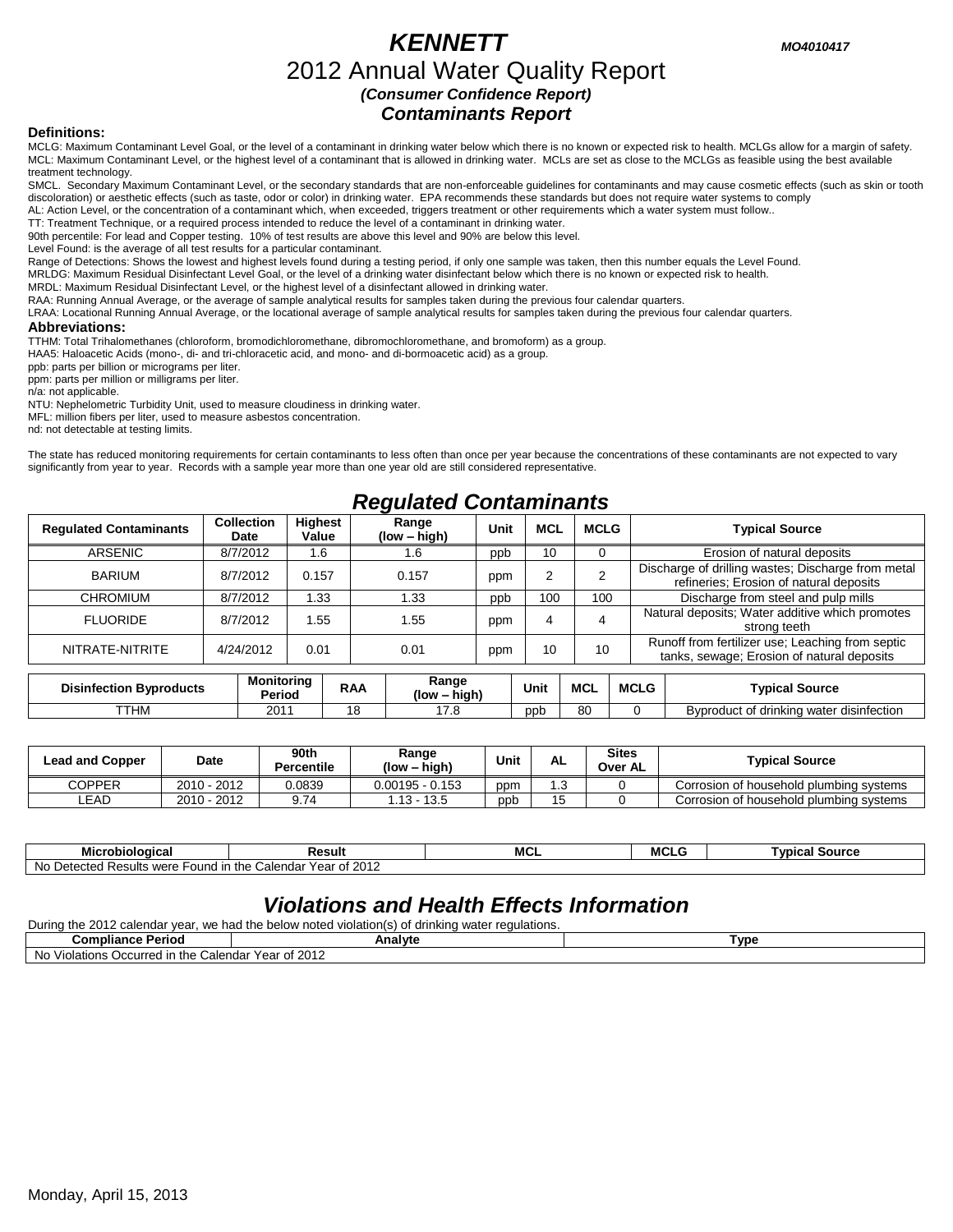# *KENNETT*

*MO4010417*

## 2012 Annual Water Quality Report

***(Consumer Confidence Report)***

## ***Contaminants Report***

**Definitions:**

MCLG: Maximum Contaminant Level Goal, or the level of a contaminant in drinking water below which there is no known or expected risk to health. MCLGs allow for a margin of safety.
MCL: Maximum Contaminant Level, or the highest level of a contaminant that is allowed in drinking water. MCLs are set as close to the MCLGs as feasible using the best available treatment technology.
SMCL. Secondary Maximum Contaminant Level, or the secondary standards that are non-enforceable guidelines for contaminants and may cause cosmetic effects (such as skin or tooth discoloration) or aesthetic effects (such as taste, odor or color) in drinking water. EPA recommends these standards but does not require water systems to comply
AL: Action Level, or the concentration of a contaminant which, when exceeded, triggers treatment or other requirements which a water system must follow..
TT: Treatment Technique, or a required process intended to reduce the level of a contaminant in drinking water.
90th percentile: For lead and Copper testing. 10% of test results are above this level and 90% are below this level.
Level Found: is the average of all test results for a particular contaminant.
Range of Detections: Shows the lowest and highest levels found during a testing period, if only one sample was taken, then this number equals the Level Found.
MRLDG: Maximum Residual Disinfectant Level Goal, or the level of a drinking water disinfectant below which there is no known or expected risk to health.
MRDL: Maximum Residual Disinfectant Level, or the highest level of a disinfectant allowed in drinking water.
RAA: Running Annual Average, or the average of sample analytical results for samples taken during the previous four calendar quarters.
LRAA: Locational Running Annual Average, or the locational average of sample analytical results for samples taken during the previous four calendar quarters.

**Abbreviations:**

TTHM: Total Trihalomethanes (chloroform, bromodichloromethane, dibromochloromethane, and bromoform) as a group.
HAA5: Haloacetic Acids (mono-, di- and tri-chloracetic acid, and mono- and di-bormoacetic acid) as a group.
ppb: parts per billion or micrograms per liter.
ppm: parts per million or milligrams per liter.
n/a: not applicable.
NTU: Nephelometric Turbidity Unit, used to measure cloudiness in drinking water.
MFL: million fibers per liter, used to measure asbestos concentration.
nd: not detectable at testing limits.

The state has reduced monitoring requirements for certain contaminants to less often than once per year because the concentrations of these contaminants are not expected to vary significantly from year to year. Records with a sample year more than one year old are still considered representative.

## ***Regulated Contaminants***

| Regulated Contaminants | Collection Date | Highest Value | Range (low – high) | Unit | MCL | MCLG | Typical Source |
|---|---|---|---|---|---|---|---|
| ARSENIC | 8/7/2012 | 1.6 | 1.6 | ppb | 10 | 0 | Erosion of natural deposits |
| BARIUM | 8/7/2012 | 0.157 | 0.157 | ppm | 2 | 2 | Discharge of drilling wastes; Discharge from metal refineries; Erosion of natural deposits |
| CHROMIUM | 8/7/2012 | 1.33 | 1.33 | ppb | 100 | 100 | Discharge from steel and pulp mills |
| FLUORIDE | 8/7/2012 | 1.55 | 1.55 | ppm | 4 | 4 | Natural deposits; Water additive which promotes strong teeth |
| NITRATE-NITRITE | 4/24/2012 | 0.01 | 0.01 | ppm | 10 | 10 | Runoff from fertilizer use; Leaching from septic tanks, sewage; Erosion of natural deposits |

| Disinfection Byproducts | Monitoring Period | RAA | Range (low – high) | Unit | MCL | MCLG | Typical Source |
|---|---|---|---|---|---|---|---|
| TTHM | 2011 | 18 | 17.8 | ppb | 80 | 0 | Byproduct of drinking water disinfection |

| Lead and Copper | Date | 90th Percentile | Range (low – high) | Unit | AL | Sites Over AL | Typical Source |
|---|---|---|---|---|---|---|---|
| COPPER | 2010 - 2012 | 0.0839 | 0.00195 - 0.153 | ppm | 1.3 | 0 | Corrosion of household plumbing systems |
| LEAD | 2010 - 2012 | 9.74 | 1.13 - 13.5 | ppb | 15 | 0 | Corrosion of household plumbing systems |

| Microbiological | Result | MCL | MCLG | Typical Source |
|---|---|---|---|---|
| No Detected Results were Found in the Calendar Year of 2012 | | | | |

## ***Violations and Health Effects Information***

During the 2012 calendar year, we had the below noted violation(s) of drinking water regulations.

| Compliance Period | Analyte | Type |
|---|---|---|
| No Violations Occurred in the Calendar Year of 2012 | | |

Monday, April 15, 2013